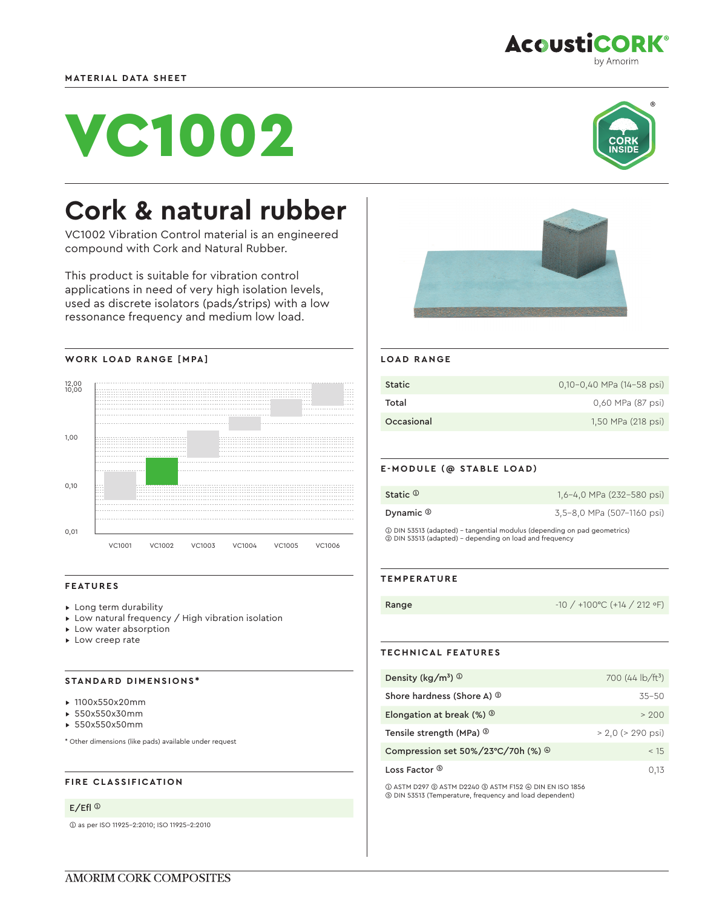MATERIAL DATA SHEET

# VC1002

## Cork & natural rubber

VC1002 Vibration Control material is an engineered compound with Cork and Natural Rubber.

This product is suitable for vibration control applications in need of very high isolation levels, used as discrete isolators (pads/strips) with a low ressonance frequency and medium low load.

### WORK LOAD RANGE [MPA]

### FEATURES

- Long term durability
- Low natural frequency / High vibration isolation
- Low water absorption
- Low creep rate

### STANDARD DIMENSIONS*

- 1100x550x20mm
- 550x550x30mm
- 550x550x50mm

\* Other dimensions (like pads) available under request

### FIRE CLASSIFICATION

| E/Efl [1] |
|---|

[1] as per ISO 11925-2:2010; ISO 11925-2:2010

### LOAD RANGE

| | |
|---|---|
| Static | 0,10–0,40 MPa (14–58 psi) |
| Total | 0,60 MPa (87 psi) |
| Occasional | 1,50 MPa (218 psi) |

### E-MODULE (@ STABLE LOAD)

| | |
|---|---|
| Static [1] | 1,6–4,0 MPa (232–580 psi) |
| Dynamic [2] | 3,5–8,0 MPa (507–1160 psi) |

[1] DIN 53513 (adapted) – tangential modulus (depending on pad geometrics)
[2] DIN 53513 (adapted) – depending on load and frequency

### TEMPERATURE

| | |
|---|---|
| Range | -10 / +100ºC (+14 / 212 ºF) |

### TECHNICAL FEATURES

| | |
|---|---|
| Density (kg/m³) [1] | 700 (44 lb/ft³) |
| Shore hardness (Shore A) [2] | 35–50 |
| Elongation at break (%) [3] | > 200 |
| Tensile strength (MPa) [3] | > 2,0 (> 290 psi) |
| Compression set 50%/23°C/70h (%) [4] | < 15 |
| Loss Factor [5] | 0,13 |

[1] ASTM D297 [2] ASTM D2240 [3] ASTM F152 [4] DIN EN ISO 1856
[5] DIN 53513 (Temperature, frequency and load dependent)

AMORIM CORK COMPOSITES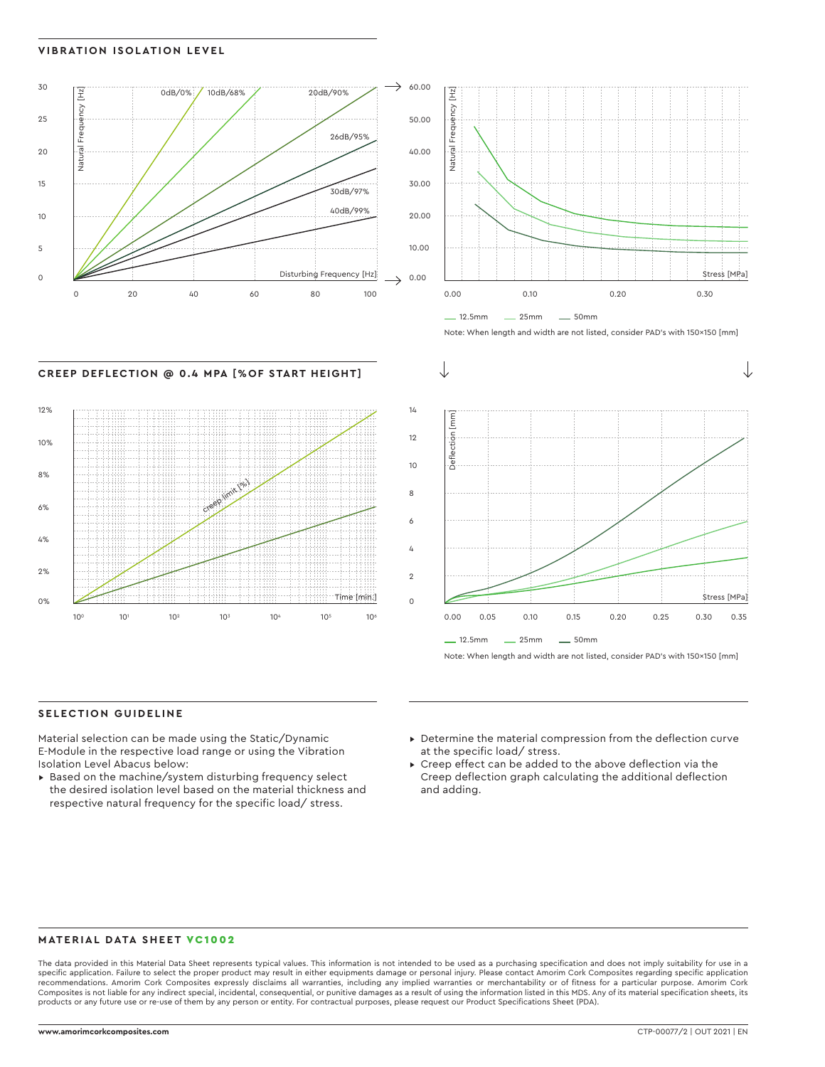## VIBRATION ISOLATION LEVEL

30
25
20
15
10
5
0

Natural Frequency [Hz]

0dB/0%
10dB/68%
20dB/90%
26dB/95%
30dB/97%
40dB/99%

Disturbing Frequency [Hz]

0 20 40 60 80 100

60.00
50.00
40.00
30.00
20.00
10.00
0.00

Natural Frequency [Hz]

Stress [MPa]

0.00 0.10 0.20 0.30

12.5mm 25mm 50mm

Note: When length and width are not listed, consider PAD's with 150×150 [mm]

## CREEP DEFLECTION @ 0.4 MPA [%OF START HEIGHT]

12%
10%
8%
6%
4%
2%
0%

Creep limit [%]

Time [min.]

$10^0$ $10^1$ $10^2$ $10^3$ $10^4$ $10^5$ $10^6$

14
12
10
8
6
4
2
0

Deflection [mm]

Stress [MPa]

0.00 0.05 0.10 0.15 0.20 0.25 0.30 0.35

12.5mm 25mm 50mm

Note: When length and width are not listed, consider PAD's with 150×150 [mm]

## SELECTION GUIDELINE

Material selection can be made using the Static/Dynamic E-Module in the respective load range or using the Vibration Isolation Level Abacus below:

- Based on the machine/system disturbing frequency select the desired isolation level based on the material thickness and respective natural frequency for the specific load/ stress.
- Determine the material compression from the deflection curve at the specific load/ stress.
- Creep effect can be added to the above deflection via the Creep deflection graph calculating the additional deflection and adding.

## MATERIAL DATA SHEET VC1002

The data provided in this Material Data Sheet represents typical values. This information is not intended to be used as a purchasing specification and does not imply suitability for use in a specific application. Failure to select the proper product may result in either equipments damage or personal injury. Please contact Amorim Cork Composites regarding specific application recommendations. Amorim Cork Composites expressly disclaims all warranties, including any implied warranties or merchantability or of fitness for a particular purpose. Amorim Cork Composites is not liable for any indirect special, incidental, consequential, or punitive damages as a result of using the information listed in this MDS. Any of its material specification sheets, its products or any future use or re-use of them by any person or entity. For contractual purposes, please request our Product Specifications Sheet (PDA).

www.amorimcorkcomposites.com

CTP-00077/2 | OUT 2021 | EN